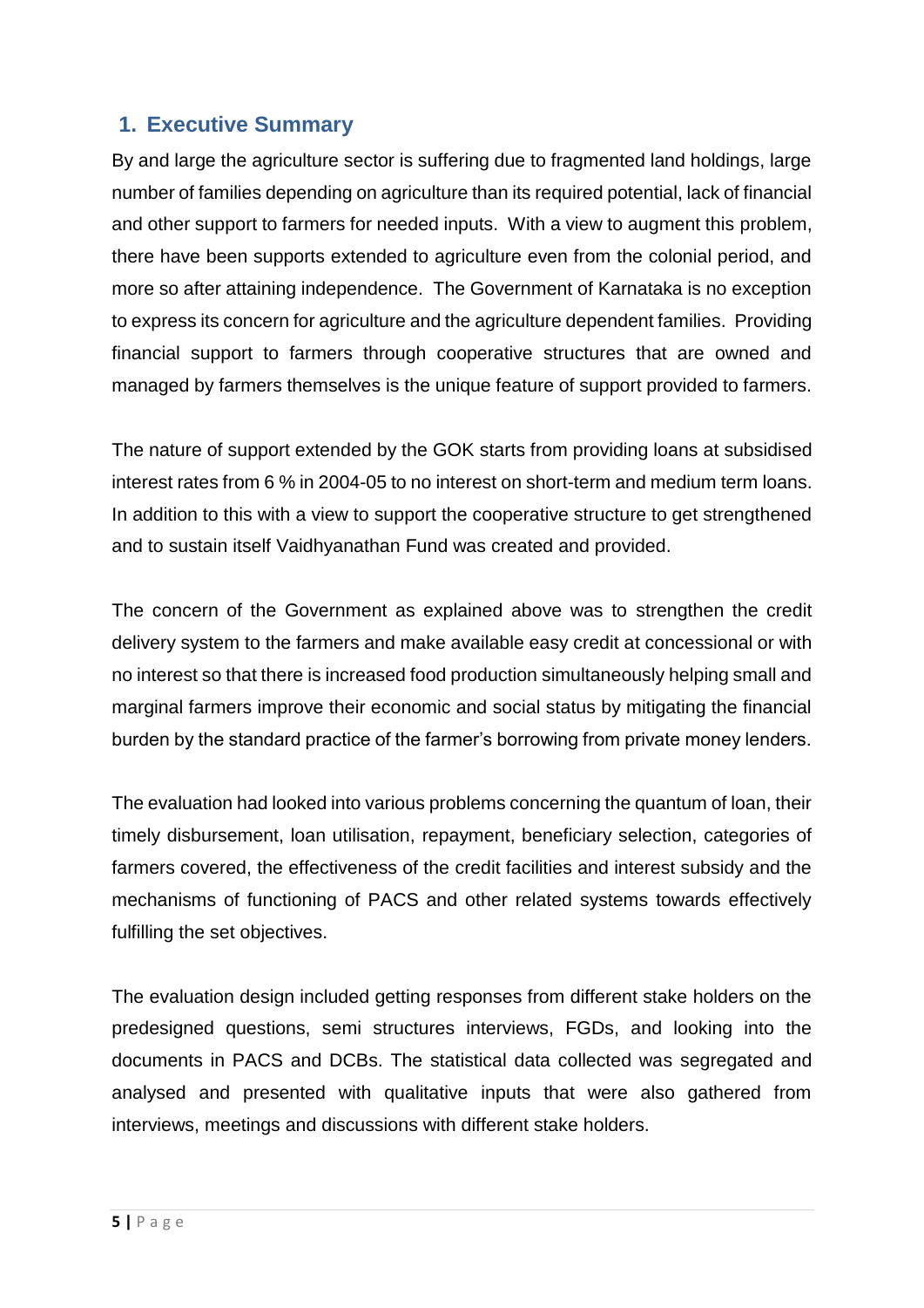## 1. Executive Summary

By and large the agriculture sector is suffering due to fragmented land holdings, large number of families depending on agriculture than its required potential, lack of financial and other support to farmers for needed inputs. With a view to augment this problem, there have been supports extended to agriculture even from the colonial period, and more so after attaining independence. The Government of Karnataka is no exception to express its concern for agriculture and the agriculture dependent families. Providing financial support to farmers through cooperative structures that are owned and managed by farmers themselves is the unique feature of support provided to farmers.

The nature of support extended by the GOK starts from providing loans at subsidised interest rates from 6 % in 2004-05 to no interest on short-term and medium term loans. In addition to this with a view to support the cooperative structure to get strengthened and to sustain itself Vaidhyanathan Fund was created and provided.

The concern of the Government as explained above was to strengthen the credit delivery system to the farmers and make available easy credit at concessional or with no interest so that there is increased food production simultaneously helping small and marginal farmers improve their economic and social status by mitigating the financial burden by the standard practice of the farmer's borrowing from private money lenders.

The evaluation had looked into various problems concerning the quantum of loan, their timely disbursement, loan utilisation, repayment, beneficiary selection, categories of farmers covered, the effectiveness of the credit facilities and interest subsidy and the mechanisms of functioning of PACS and other related systems towards effectively fulfilling the set objectives.

The evaluation design included getting responses from different stake holders on the predesigned questions, semi structures interviews, FGDs, and looking into the documents in PACS and DCBs. The statistical data collected was segregated and analysed and presented with qualitative inputs that were also gathered from interviews, meetings and discussions with different stake holders.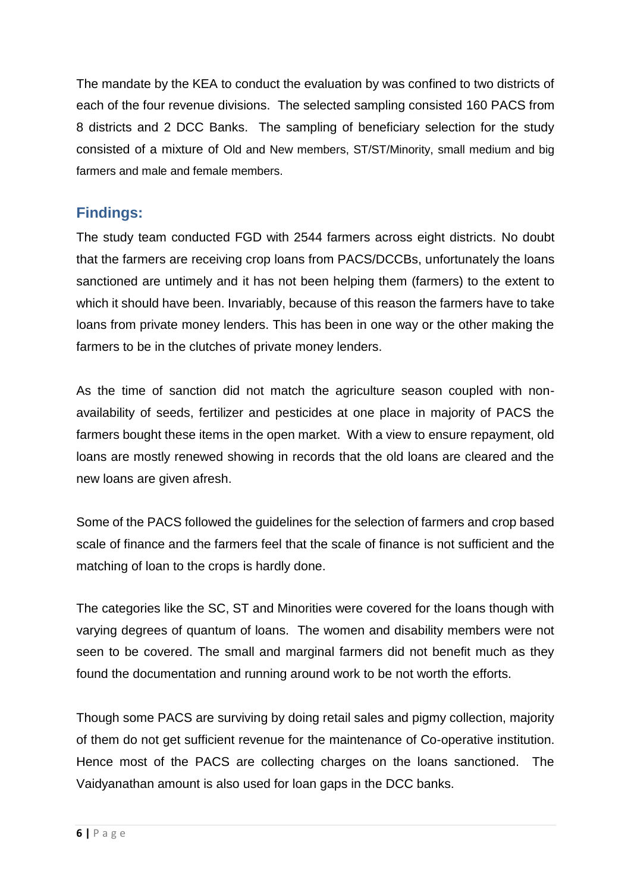The mandate by the KEA to conduct the evaluation by was confined to two districts of each of the four revenue divisions. The selected sampling consisted 160 PACS from 8 districts and 2 DCC Banks. The sampling of beneficiary selection for the study consisted of a mixture of Old and New members, ST/ST/Minority, small medium and big farmers and male and female members.

## Findings:

The study team conducted FGD with 2544 farmers across eight districts. No doubt that the farmers are receiving crop loans from PACS/DCCBs, unfortunately the loans sanctioned are untimely and it has not been helping them (farmers) to the extent to which it should have been. Invariably, because of this reason the farmers have to take loans from private money lenders. This has been in one way or the other making the farmers to be in the clutches of private money lenders.

As the time of sanction did not match the agriculture season coupled with non-availability of seeds, fertilizer and pesticides at one place in majority of PACS the farmers bought these items in the open market. With a view to ensure repayment, old loans are mostly renewed showing in records that the old loans are cleared and the new loans are given afresh.

Some of the PACS followed the guidelines for the selection of farmers and crop based scale of finance and the farmers feel that the scale of finance is not sufficient and the matching of loan to the crops is hardly done.

The categories like the SC, ST and Minorities were covered for the loans though with varying degrees of quantum of loans. The women and disability members were not seen to be covered. The small and marginal farmers did not benefit much as they found the documentation and running around work to be not worth the efforts.

Though some PACS are surviving by doing retail sales and pigmy collection, majority of them do not get sufficient revenue for the maintenance of Co-operative institution. Hence most of the PACS are collecting charges on the loans sanctioned. The Vaidyanathan amount is also used for loan gaps in the DCC banks.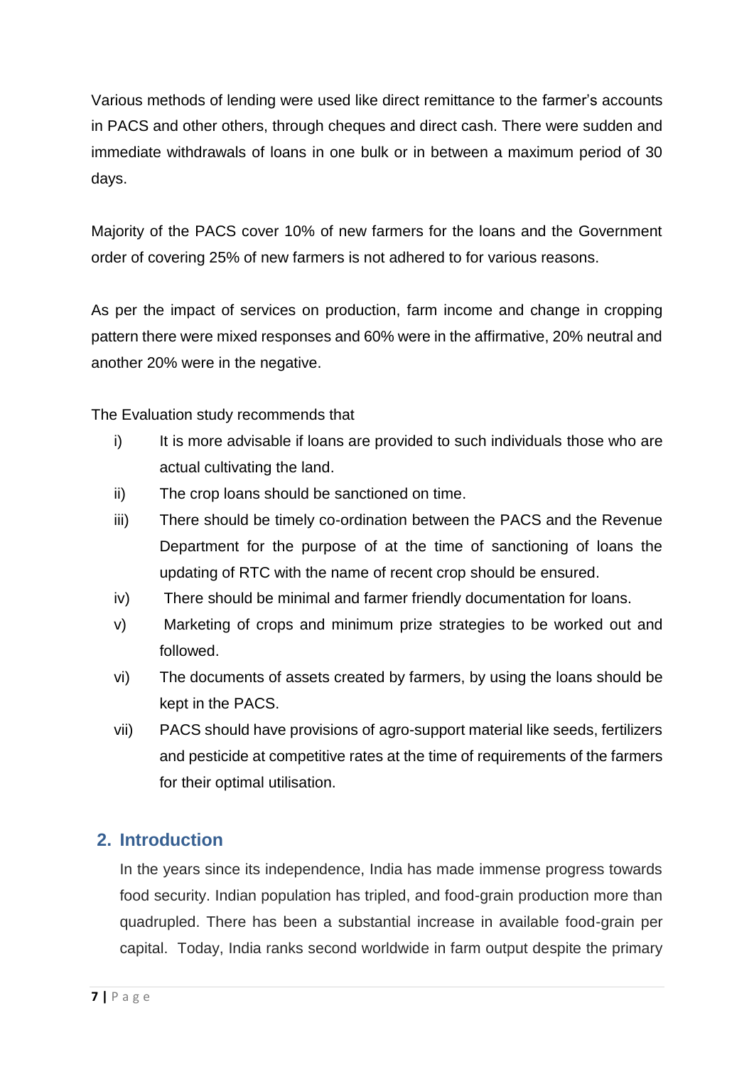Various methods of lending were used like direct remittance to the farmer's accounts in PACS and other others, through cheques and direct cash. There were sudden and immediate withdrawals of loans in one bulk or in between a maximum period of 30 days.

Majority of the PACS cover 10% of new farmers for the loans and the Government order of covering 25% of new farmers is not adhered to for various reasons.

As per the impact of services on production, farm income and change in cropping pattern there were mixed responses and 60% were in the affirmative, 20% neutral and another 20% were in the negative.

The Evaluation study recommends that

i) It is more advisable if loans are provided to such individuals those who are actual cultivating the land.
ii) The crop loans should be sanctioned on time.
iii) There should be timely co-ordination between the PACS and the Revenue Department for the purpose of at the time of sanctioning of loans the updating of RTC with the name of recent crop should be ensured.
iv) There should be minimal and farmer friendly documentation for loans.
v) Marketing of crops and minimum prize strategies to be worked out and followed.
vi) The documents of assets created by farmers, by using the loans should be kept in the PACS.
vii) PACS should have provisions of agro-support material like seeds, fertilizers and pesticide at competitive rates at the time of requirements of the farmers for their optimal utilisation.

## 2. Introduction

In the years since its independence, India has made immense progress towards food security. Indian population has tripled, and food-grain production more than quadrupled. There has been a substantial increase in available food-grain per capital. Today, India ranks second worldwide in farm output despite the primary